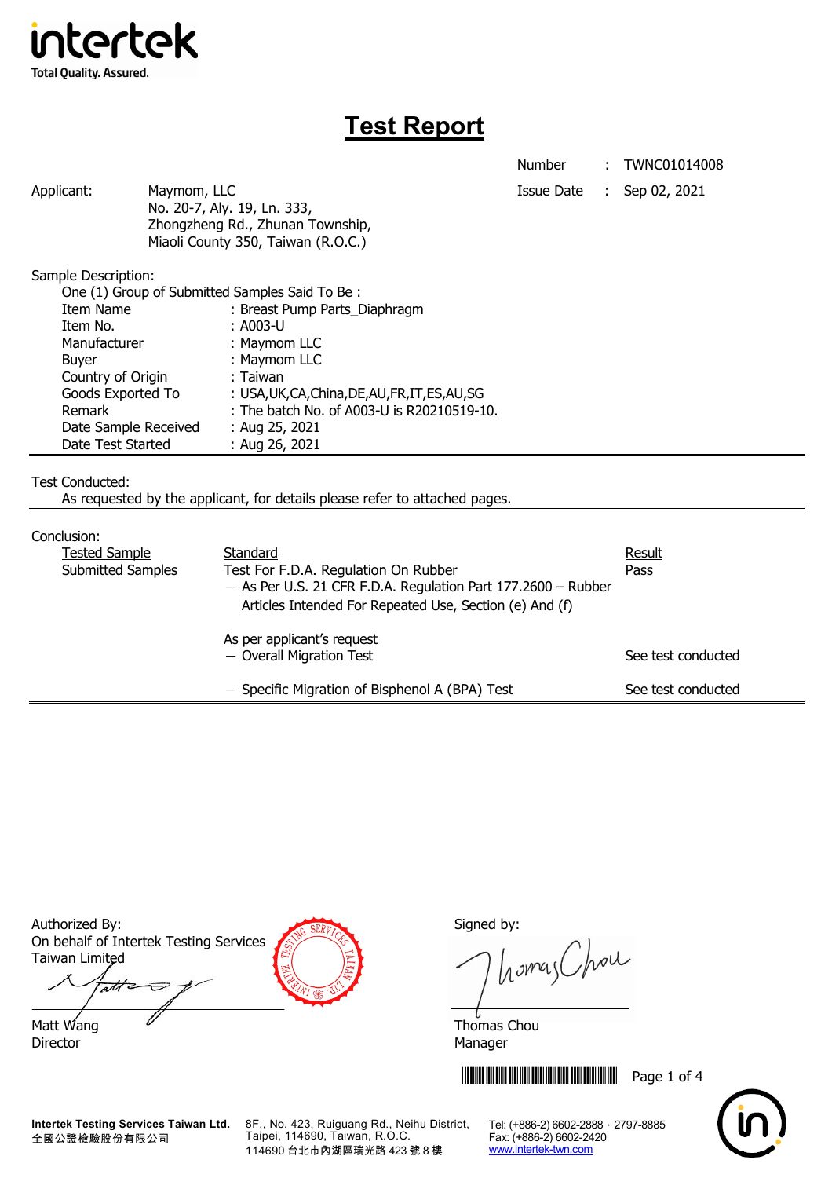intertek
Total Quality. Assured.

# Test Report

| | | |
|---|---|---|
| Number | : | TWNC01014008 |
| Issue Date | : | Sep 02, 2021 |

Applicant: Maymom, LLC
No. 20-7, Aly. 19, Ln. 333,
Zhongzheng Rd., Zhunan Township,
Miaoli County 350, Taiwan (R.O.C.)

Sample Description:
One (1) Group of Submitted Samples Said To Be :

| | |
|---|---|
| Item Name | : Breast Pump Parts_Diaphragm |
| Item No. | : A003-U |
| Manufacturer | : Maymom LLC |
| Buyer | : Maymom LLC |
| Country of Origin | : Taiwan |
| Goods Exported To | : USA,UK,CA,China,DE,AU,FR,IT,ES,AU,SG |
| Remark | : The batch No. of A003-U is R20210519-10. |
| Date Sample Received | : Aug 25, 2021 |
| Date Test Started | : Aug 26, 2021 |

Test Conducted:
As requested by the applicant, for details please refer to attached pages.

Conclusion:

| Tested Sample | Standard | Result |
|---|---|---|
| Submitted Samples | Test For F.D.A. Regulation On Rubber — As Per U.S. 21 CFR F.D.A. Regulation Part 177.2600 – Rubber Articles Intended For Repeated Use, Section (e) And (f) | Pass |
| | As per applicant's request — Overall Migration Test | See test conducted |
| | — Specific Migration of Bisphenol A (BPA) Test | See test conducted |

Authorized By:
On behalf of Intertek Testing Services Taiwan Limited

Matt Wang
Director

Signed by:

Thomas Chou
Manager

**Intertek Testing Services Taiwan Ltd.**
全國公證檢驗股份有限公司
8F., No. 423, Ruiguang Rd., Neihu District, Taipei, 114690, Taiwan, R.O.C.
114690 台北市內湖區瑞光路 423 號 8 樓
Tel: (+886-2) 6602-2888 · 2797-8885
Fax: (+886-2) 6602-2420
www.intertek-twn.com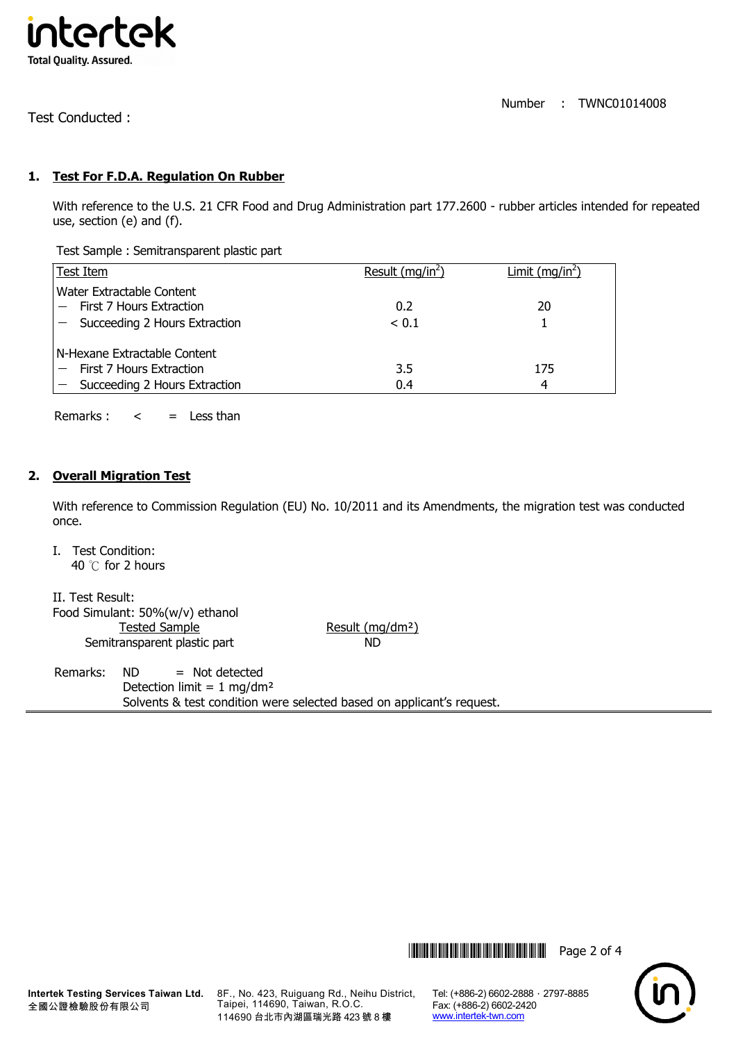Test Conducted :

Number : TWNC01014008

## 1. Test For F.D.A. Regulation On Rubber

With reference to the U.S. 21 CFR Food and Drug Administration part 177.2600 - rubber articles intended for repeated use, section (e) and (f).

Test Sample : Semitransparent plastic part

| Test Item | Result (mg/in$^2$) | Limit (mg/in$^2$) |
|---|---|---|
| Water Extractable Content | | |
| － First 7 Hours Extraction | 0.2 | 20 |
| － Succeeding 2 Hours Extraction | < 0.1 | 1 |
| N-Hexane Extractable Content | | |
| － First 7 Hours Extraction | 3.5 | 175 |
| － Succeeding 2 Hours Extraction | 0.4 | 4 |

Remarks : < = Less than

## 2. Overall Migration Test

With reference to Commission Regulation (EU) No. 10/2011 and its Amendments, the migration test was conducted once.

I. Test Condition:
40 ℃ for 2 hours

II. Test Result:
Food Simulant: 50%(w/v) ethanol

| Tested Sample | Result (mg/dm²) |
|---|---|
| Semitransparent plastic part | ND |

Remarks: ND = Not detected
Detection limit = 1 mg/dm²
Solvents & test condition were selected based on applicant's request.

**Intertek Testing Services Taiwan Ltd.**
全國公證檢驗股份有限公司

8F., No. 423, Ruiguang Rd., Neihu District, Taipei, 114690, Taiwan, R.O.C.
114690 台北市內湖區瑞光路 423 號 8 樓

Tel: (+886-2) 6602-2888 · 2797-8885
Fax: (+886-2) 6602-2420
www.intertek-twn.com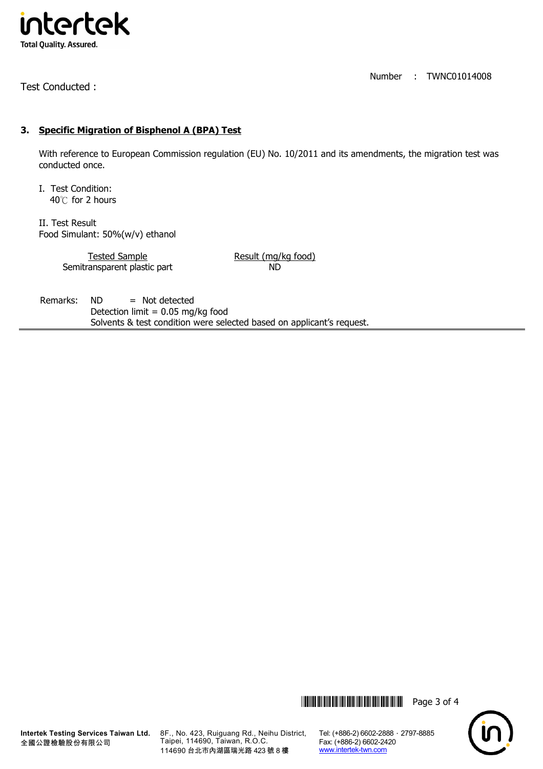Number : TWNC01014008

Test Conducted :

### 3. Specific Migration of Bisphenol A (BPA) Test

With reference to European Commission regulation (EU) No. 10/2011 and its amendments, the migration test was conducted once.

I. Test Condition:
40℃ for 2 hours

II. Test Result
Food Simulant: 50%(w/v) ethanol

| Tested Sample | Result (mg/kg food) |
| --- | --- |
| Semitransparent plastic part | ND |

Remarks: ND = Not detected
Detection limit = 0.05 mg/kg food
Solvents & test condition were selected based on applicant's request.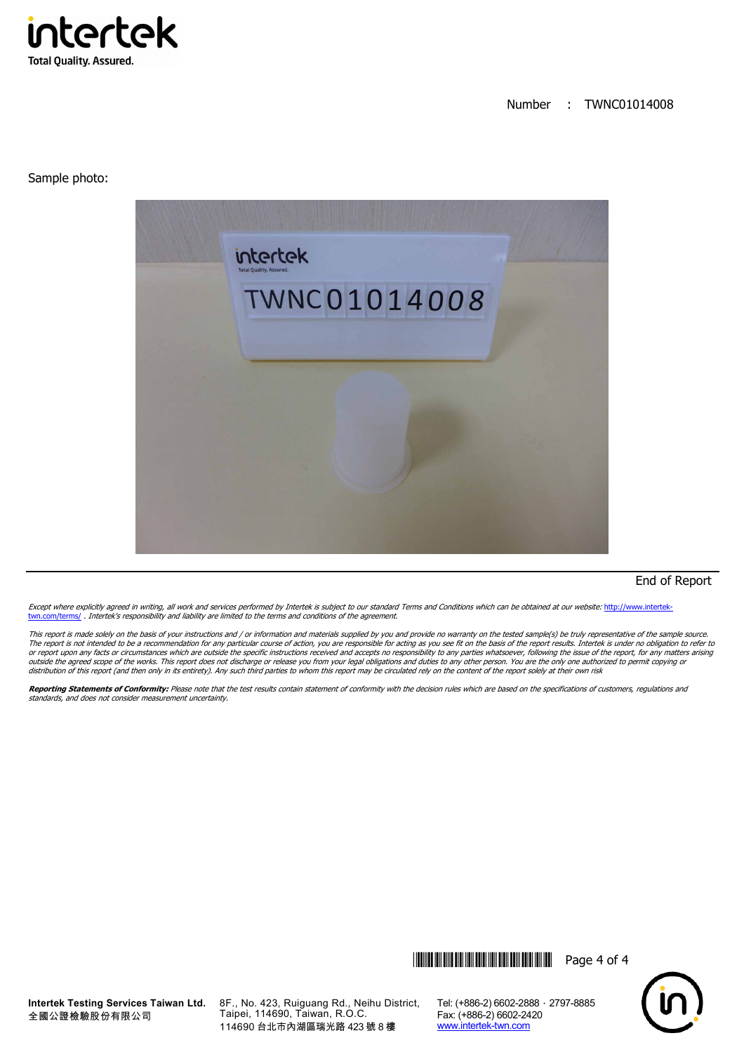Number : TWNC01014008

Sample photo:

End of Report

*Except where explicitly agreed in writing, all work and services performed by Intertek is subject to our standard Terms and Conditions which can be obtained at our website: http://www.intertek-twn.com/terms/ . Intertek's responsibility and liability are limited to the terms and conditions of the agreement.*

*This report is made solely on the basis of your instructions and / or information and materials supplied by you and provide no warranty on the tested sample(s) be truly representative of the sample source. The report is not intended to be a recommendation for any particular course of action, you are responsible for acting as you see fit on the basis of the report results. Intertek is under no obligation to refer to or report upon any facts or circumstances which are outside the specific instructions received and accepts no responsibility to any parties whatsoever, following the issue of the report, for any matters arising outside the agreed scope of the works. This report does not discharge or release you from your legal obligations and duties to any other person. You are the only one authorized to permit copying or distribution of this report (and then only in its entirety). Any such third parties to whom this report may be circulated rely on the content of the report solely at their own risk*

***Reporting Statements of Conformity:** Please note that the test results contain statement of conformity with the decision rules which are based on the specifications of customers, regulations and standards, and does not consider measurement uncertainty.*

**Intertek Testing Services Taiwan Ltd.**
全國公證檢驗股份有限公司

8F., No. 423, Ruiguang Rd., Neihu District, Taipei, 114690, Taiwan, R.O.C.
114690 台北市內湖區瑞光路 423 號 8 樓

Tel: (+886-2) 6602-2888．2797-8885
Fax: (+886-2) 6602-2420
www.intertek-twn.com